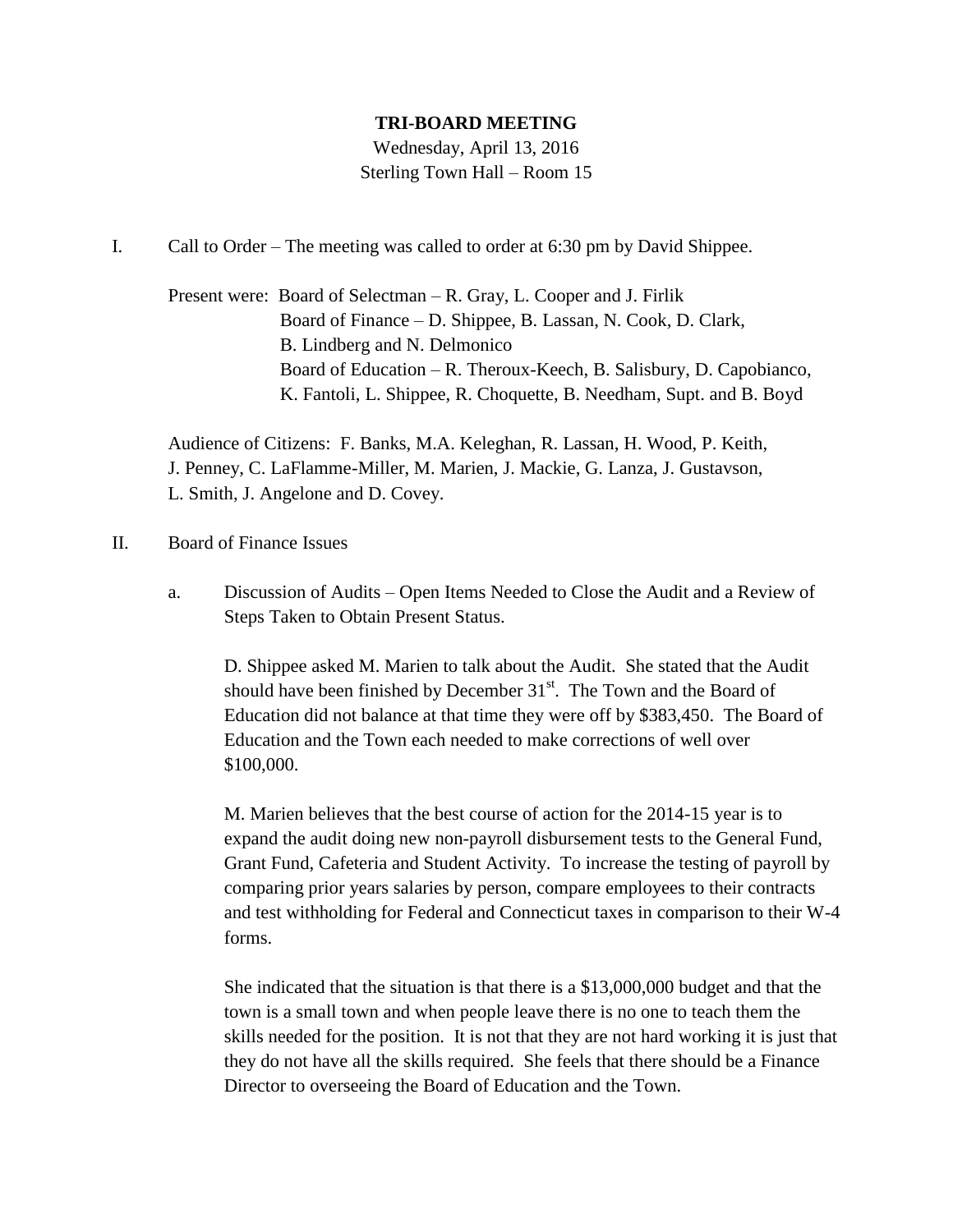# TRI-BOARD MEETING

Wednesday, April 13, 2016
Sterling Town Hall – Room 15

I. Call to Order – The meeting was called to order at 6:30 pm by David Shippee.

Present were: Board of Selectman – R. Gray, L. Cooper and J. Firlik
Board of Finance – D. Shippee, B. Lassan, N. Cook, D. Clark, B. Lindberg and N. Delmonico
Board of Education – R. Theroux-Keech, B. Salisbury, D. Capobianco, K. Fantoli, L. Shippee, R. Choquette, B. Needham, Supt. and B. Boyd

Audience of Citizens: F. Banks, M.A. Keleghan, R. Lassan, H. Wood, P. Keith, J. Penney, C. LaFlamme-Miller, M. Marien, J. Mackie, G. Lanza, J. Gustavson, L. Smith, J. Angelone and D. Covey.

II. Board of Finance Issues

a. Discussion of Audits – Open Items Needed to Close the Audit and a Review of Steps Taken to Obtain Present Status.

D. Shippee asked M. Marien to talk about the Audit. She stated that the Audit should have been finished by December 31st. The Town and the Board of Education did not balance at that time they were off by $383,450. The Board of Education and the Town each needed to make corrections of well over $100,000.

M. Marien believes that the best course of action for the 2014-15 year is to expand the audit doing new non-payroll disbursement tests to the General Fund, Grant Fund, Cafeteria and Student Activity. To increase the testing of payroll by comparing prior years salaries by person, compare employees to their contracts and test withholding for Federal and Connecticut taxes in comparison to their W-4 forms.

She indicated that the situation is that there is a $13,000,000 budget and that the town is a small town and when people leave there is no one to teach them the skills needed for the position. It is not that they are not hard working it is just that they do not have all the skills required. She feels that there should be a Finance Director to overseeing the Board of Education and the Town.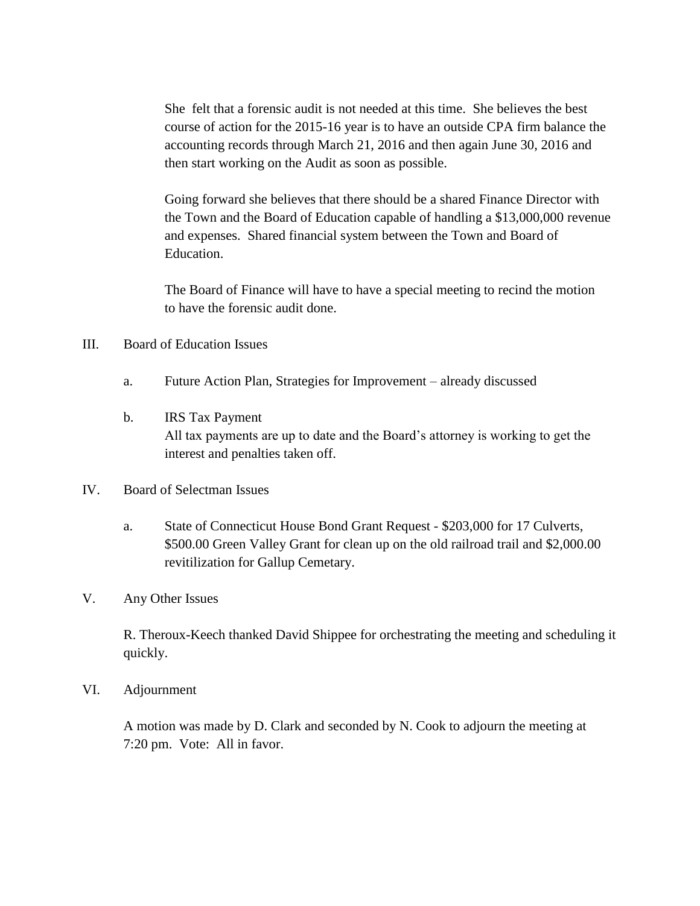She felt that a forensic audit is not needed at this time. She believes the best course of action for the 2015-16 year is to have an outside CPA firm balance the accounting records through March 21, 2016 and then again June 30, 2016 and then start working on the Audit as soon as possible.

Going forward she believes that there should be a shared Finance Director with the Town and the Board of Education capable of handling a $13,000,000 revenue and expenses. Shared financial system between the Town and Board of Education.

The Board of Finance will have to have a special meeting to recind the motion to have the forensic audit done.

III. Board of Education Issues

a. Future Action Plan, Strategies for Improvement – already discussed

b. IRS Tax Payment
All tax payments are up to date and the Board's attorney is working to get the interest and penalties taken off.

IV. Board of Selectman Issues

a. State of Connecticut House Bond Grant Request - $203,000 for 17 Culverts, $500.00 Green Valley Grant for clean up on the old railroad trail and $2,000.00 revitilization for Gallup Cemetary.

V. Any Other Issues

R. Theroux-Keech thanked David Shippee for orchestrating the meeting and scheduling it quickly.

VI. Adjournment

A motion was made by D. Clark and seconded by N. Cook to adjourn the meeting at 7:20 pm. Vote: All in favor.